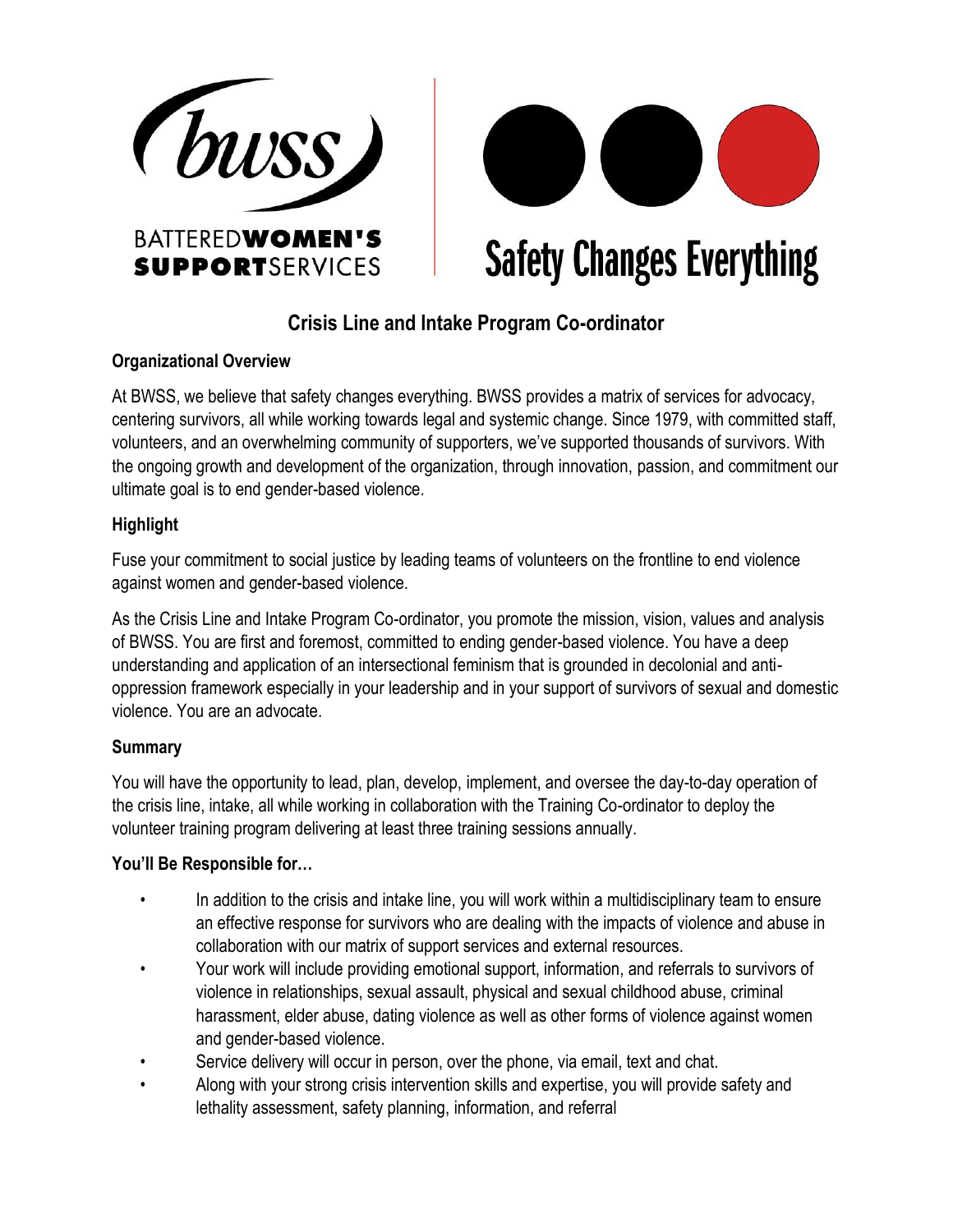BATTEREDWOMEN'S SUPPORTSERVICES

Safety Changes Everything

# Crisis Line and Intake Program Co-ordinator

## Organizational Overview

At BWSS, we believe that safety changes everything. BWSS provides a matrix of services for advocacy, centering survivors, all while working towards legal and systemic change. Since 1979, with committed staff, volunteers, and an overwhelming community of supporters, we've supported thousands of survivors. With the ongoing growth and development of the organization, through innovation, passion, and commitment our ultimate goal is to end gender-based violence.

## Highlight

Fuse your commitment to social justice by leading teams of volunteers on the frontline to end violence against women and gender-based violence.

As the Crisis Line and Intake Program Co-ordinator, you promote the mission, vision, values and analysis of BWSS. You are first and foremost, committed to ending gender-based violence. You have a deep understanding and application of an intersectional feminism that is grounded in decolonial and anti-oppression framework especially in your leadership and in your support of survivors of sexual and domestic violence. You are an advocate.

## Summary

You will have the opportunity to lead, plan, develop, implement, and oversee the day-to-day operation of the crisis line, intake, all while working in collaboration with the Training Co-ordinator to deploy the volunteer training program delivering at least three training sessions annually.

## You'll Be Responsible for…

- In addition to the crisis and intake line, you will work within a multidisciplinary team to ensure an effective response for survivors who are dealing with the impacts of violence and abuse in collaboration with our matrix of support services and external resources.
- Your work will include providing emotional support, information, and referrals to survivors of violence in relationships, sexual assault, physical and sexual childhood abuse, criminal harassment, elder abuse, dating violence as well as other forms of violence against women and gender-based violence.
- Service delivery will occur in person, over the phone, via email, text and chat.
- Along with your strong crisis intervention skills and expertise, you will provide safety and lethality assessment, safety planning, information, and referral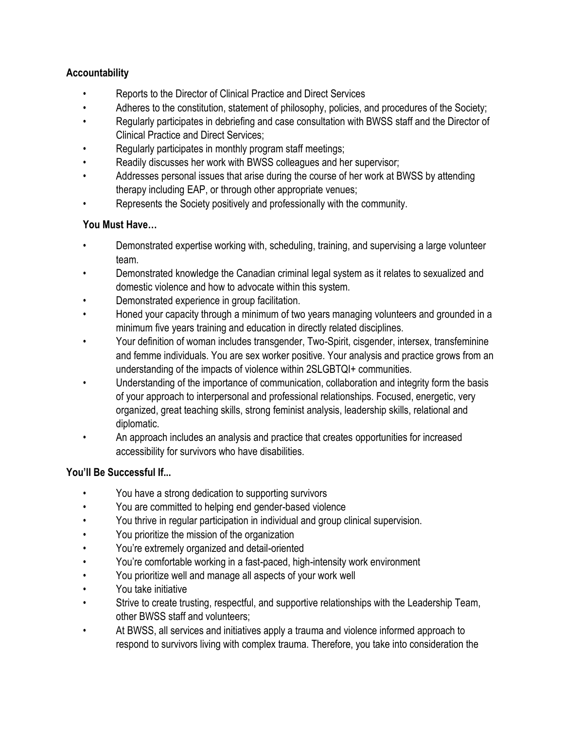**Accountability**

- Reports to the Director of Clinical Practice and Direct Services
- Adheres to the constitution, statement of philosophy, policies, and procedures of the Society;
- Regularly participates in debriefing and case consultation with BWSS staff and the Director of Clinical Practice and Direct Services;
- Regularly participates in monthly program staff meetings;
- Readily discusses her work with BWSS colleagues and her supervisor;
- Addresses personal issues that arise during the course of her work at BWSS by attending therapy including EAP, or through other appropriate venues;
- Represents the Society positively and professionally with the community.

**You Must Have…**

- Demonstrated expertise working with, scheduling, training, and supervising a large volunteer team.
- Demonstrated knowledge the Canadian criminal legal system as it relates to sexualized and domestic violence and how to advocate within this system.
- Demonstrated experience in group facilitation.
- Honed your capacity through a minimum of two years managing volunteers and grounded in a minimum five years training and education in directly related disciplines.
- Your definition of woman includes transgender, Two-Spirit, cisgender, intersex, transfeminine and femme individuals. You are sex worker positive. Your analysis and practice grows from an understanding of the impacts of violence within 2SLGBTQI+ communities.
- Understanding of the importance of communication, collaboration and integrity form the basis of your approach to interpersonal and professional relationships. Focused, energetic, very organized, great teaching skills, strong feminist analysis, leadership skills, relational and diplomatic.
- An approach includes an analysis and practice that creates opportunities for increased accessibility for survivors who have disabilities.

**You'll Be Successful If...**

- You have a strong dedication to supporting survivors
- You are committed to helping end gender-based violence
- You thrive in regular participation in individual and group clinical supervision.
- You prioritize the mission of the organization
- You're extremely organized and detail-oriented
- You're comfortable working in a fast-paced, high-intensity work environment
- You prioritize well and manage all aspects of your work well
- You take initiative
- Strive to create trusting, respectful, and supportive relationships with the Leadership Team, other BWSS staff and volunteers;
- At BWSS, all services and initiatives apply a trauma and violence informed approach to respond to survivors living with complex trauma. Therefore, you take into consideration the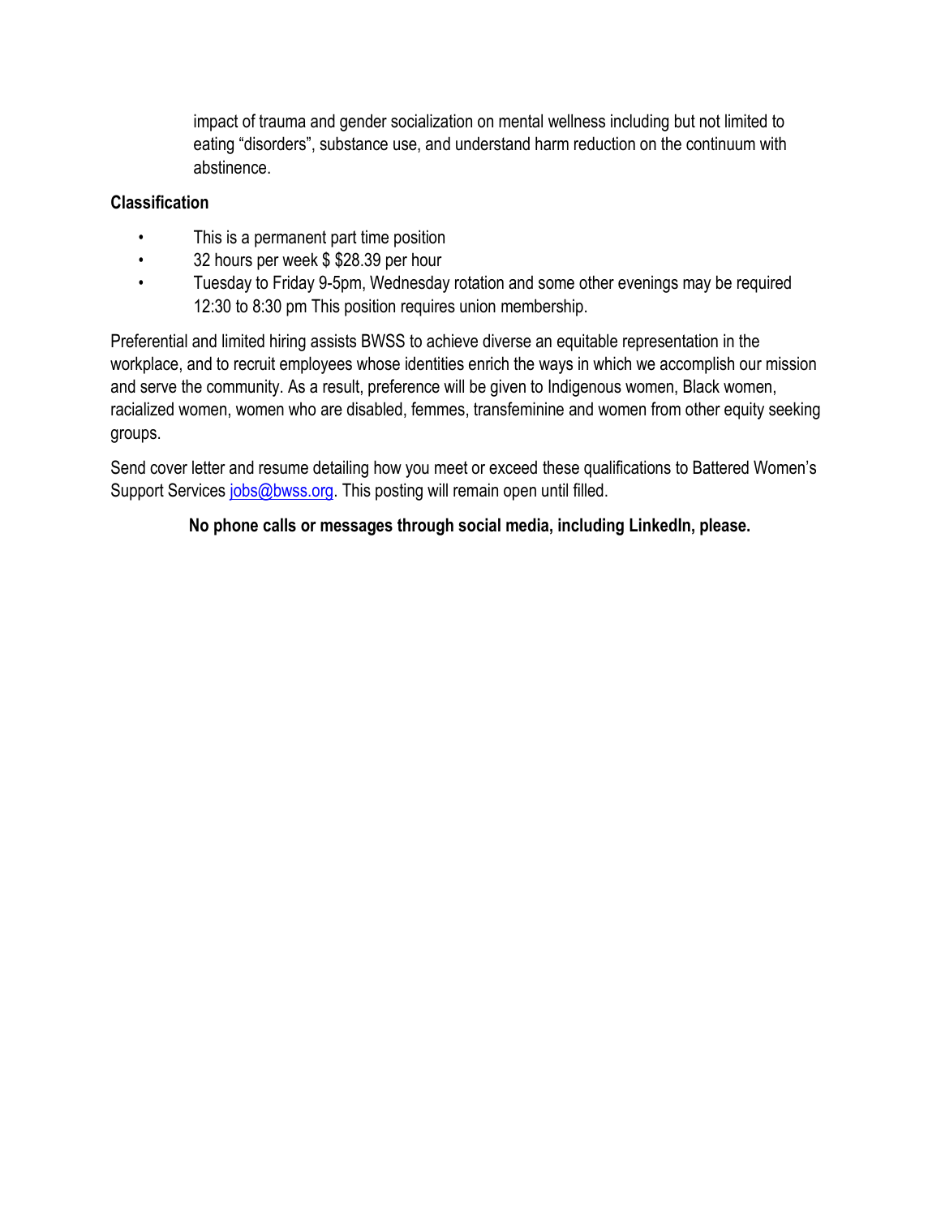impact of trauma and gender socialization on mental wellness including but not limited to eating "disorders", substance use, and understand harm reduction on the continuum with abstinence.

**Classification**

- This is a permanent part time position
- 32 hours per week $ $28.39 per hour
- Tuesday to Friday 9-5pm, Wednesday rotation and some other evenings may be required 12:30 to 8:30 pm This position requires union membership.

Preferential and limited hiring assists BWSS to achieve diverse an equitable representation in the workplace, and to recruit employees whose identities enrich the ways in which we accomplish our mission and serve the community. As a result, preference will be given to Indigenous women, Black women, racialized women, women who are disabled, femmes, transfeminine and women from other equity seeking groups.

Send cover letter and resume detailing how you meet or exceed these qualifications to Battered Women's Support Services jobs@bwss.org. This posting will remain open until filled.

**No phone calls or messages through social media, including LinkedIn, please.**